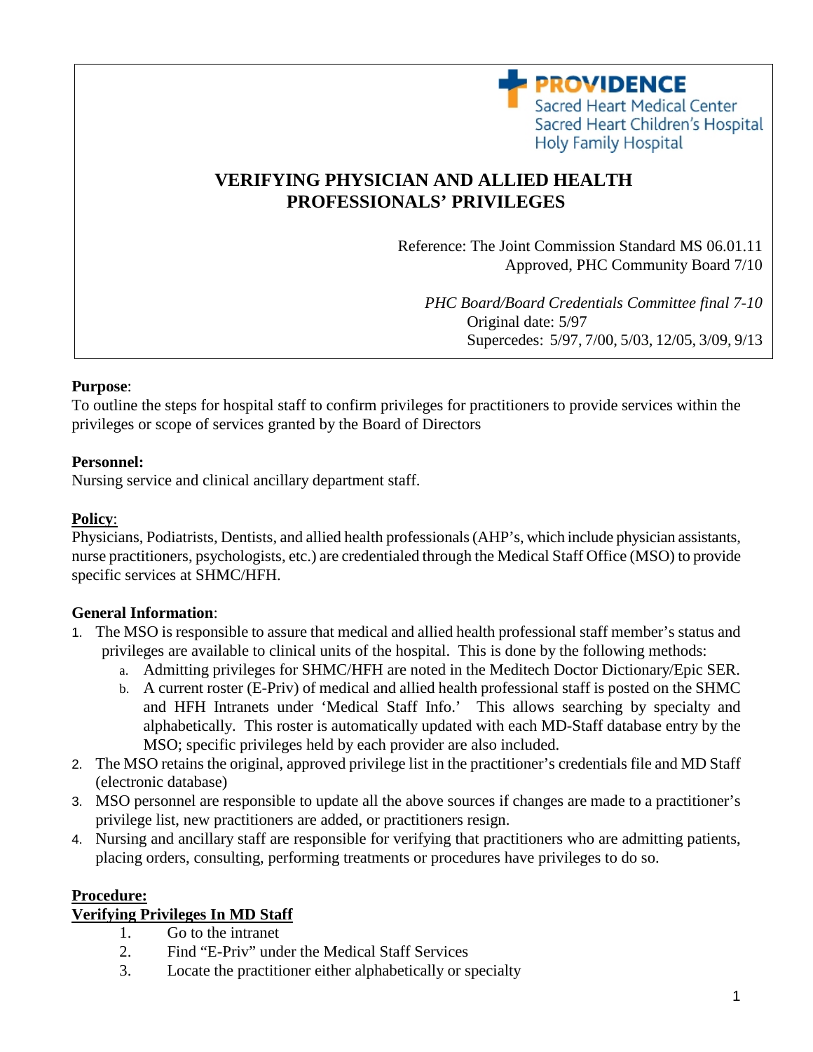PROVIDENCE
Sacred Heart Medical Center
Sacred Heart Children's Hospital
Holy Family Hospital

# VERIFYING PHYSICIAN AND ALLIED HEALTH PROFESSIONALS' PRIVILEGES

Reference: The Joint Commission Standard MS 06.01.11
Approved, PHC Community Board 7/10

*PHC Board/Board Credentials Committee final 7-10*
Original date: 5/97
Supercedes: 5/97, 7/00, 5/03, 12/05, 3/09, 9/13

**Purpose**:
To outline the steps for hospital staff to confirm privileges for practitioners to provide services within the privileges or scope of services granted by the Board of Directors

**Personnel:**
Nursing service and clinical ancillary department staff.

**Policy**:
Physicians, Podiatrists, Dentists, and allied health professionals (AHP's, which include physician assistants, nurse practitioners, psychologists, etc.) are credentialed through the Medical Staff Office (MSO) to provide specific services at SHMC/HFH.

**General Information**:

1. The MSO is responsible to assure that medical and allied health professional staff member's status and privileges are available to clinical units of the hospital. This is done by the following methods:
   a. Admitting privileges for SHMC/HFH are noted in the Meditech Doctor Dictionary/Epic SER.
   b. A current roster (E-Priv) of medical and allied health professional staff is posted on the SHMC and HFH Intranets under 'Medical Staff Info.' This allows searching by specialty and alphabetically. This roster is automatically updated with each MD-Staff database entry by the MSO; specific privileges held by each provider are also included.
2. The MSO retains the original, approved privilege list in the practitioner's credentials file and MD Staff (electronic database)
3. MSO personnel are responsible to update all the above sources if changes are made to a practitioner's privilege list, new practitioners are added, or practitioners resign.
4. Nursing and ancillary staff are responsible for verifying that practitioners who are admitting patients, placing orders, consulting, performing treatments or procedures have privileges to do so.

**Procedure:**

**Verifying Privileges In MD Staff**

1. Go to the intranet
2. Find "E-Priv" under the Medical Staff Services
3. Locate the practitioner either alphabetically or specialty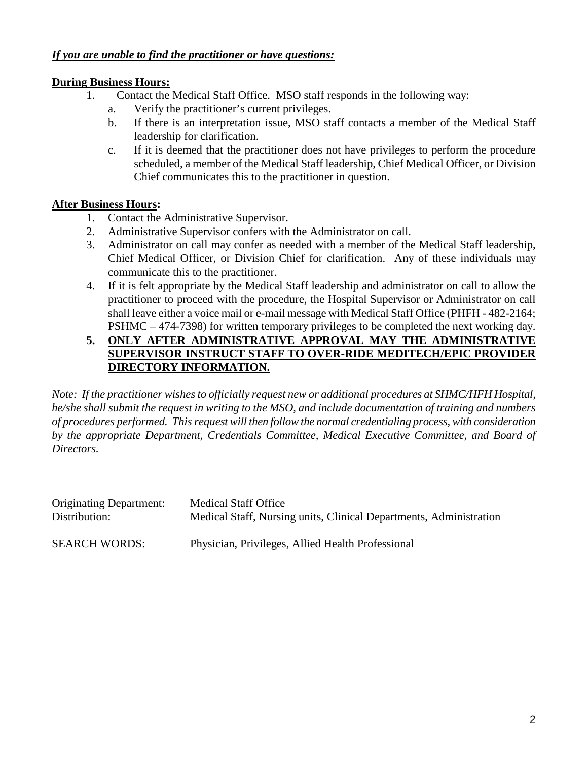***If you are unable to find the practitioner or have questions:***

**During Business Hours:**

1. Contact the Medical Staff Office. MSO staff responds in the following way:
    a. Verify the practitioner's current privileges.
    b. If there is an interpretation issue, MSO staff contacts a member of the Medical Staff leadership for clarification.
    c. If it is deemed that the practitioner does not have privileges to perform the procedure scheduled, a member of the Medical Staff leadership, Chief Medical Officer, or Division Chief communicates this to the practitioner in question.

**After Business Hours:**

1. Contact the Administrative Supervisor.
2. Administrative Supervisor confers with the Administrator on call.
3. Administrator on call may confer as needed with a member of the Medical Staff leadership, Chief Medical Officer, or Division Chief for clarification. Any of these individuals may communicate this to the practitioner.
4. If it is felt appropriate by the Medical Staff leadership and administrator on call to allow the practitioner to proceed with the procedure, the Hospital Supervisor or Administrator on call shall leave either a voice mail or e-mail message with Medical Staff Office (PHFH - 482-2164; PSHMC – 474-7398) for written temporary privileges to be completed the next working day.
5. **ONLY AFTER ADMINISTRATIVE APPROVAL MAY THE ADMINISTRATIVE SUPERVISOR INSTRUCT STAFF TO OVER-RIDE MEDITECH/EPIC PROVIDER DIRECTORY INFORMATION.**

*Note: If the practitioner wishes to officially request new or additional procedures at SHMC/HFH Hospital, he/she shall submit the request in writing to the MSO, and include documentation of training and numbers of procedures performed. This request will then follow the normal credentialing process, with consideration by the appropriate Department, Credentials Committee, Medical Executive Committee, and Board of Directors.*

Originating Department: Medical Staff Office
Distribution: Medical Staff, Nursing units, Clinical Departments, Administration

SEARCH WORDS: Physician, Privileges, Allied Health Professional